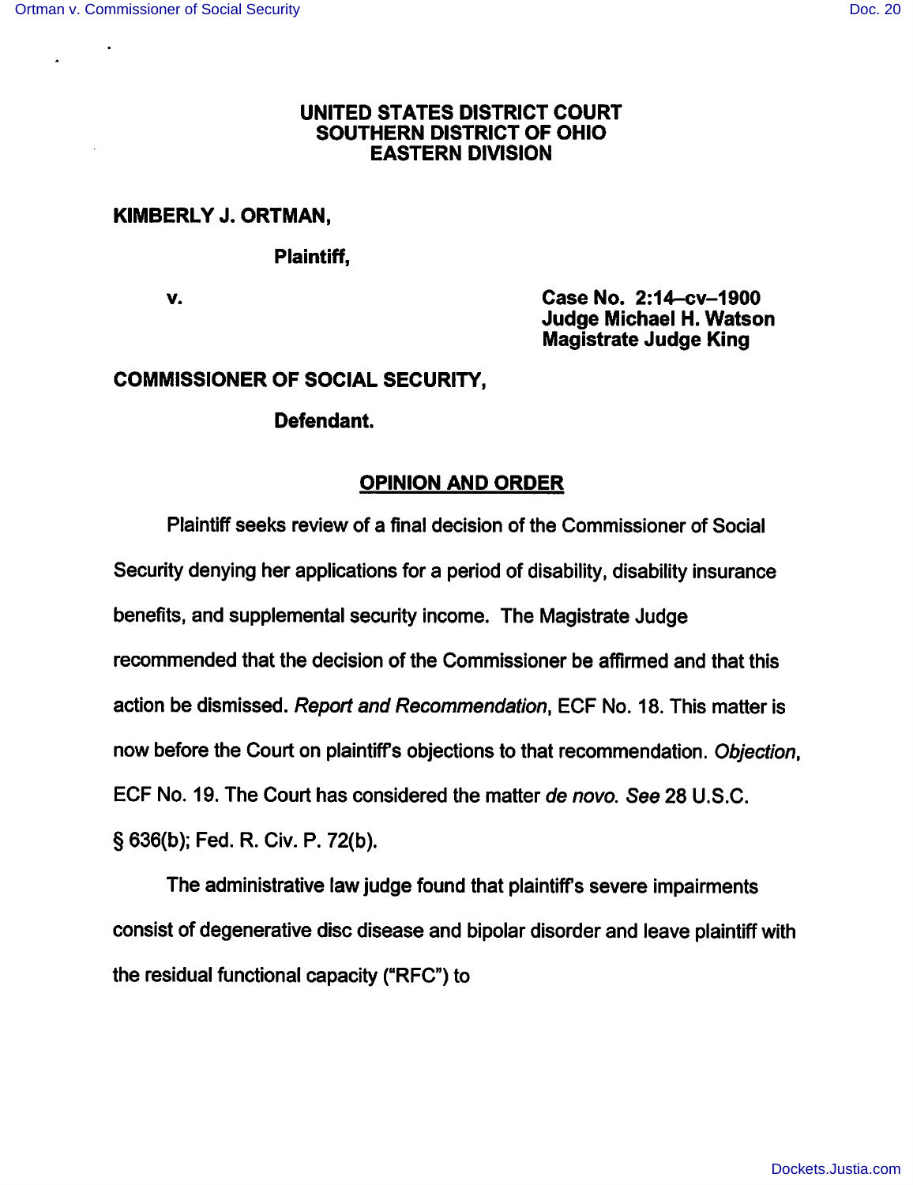**UNITED STATES DISTRICT COURT**
**SOUTHERN DISTRICT OF OHIO**
**EASTERN DIVISION**

**KIMBERLY J. ORTMAN,**

**Plaintiff,**

**v.**

**Case No. 2:14–cv–1900**
**Judge Michael H. Watson**
**Magistrate Judge King**

**COMMISSIONER OF SOCIAL SECURITY,**

**Defendant.**

## OPINION AND ORDER

Plaintiff seeks review of a final decision of the Commissioner of Social Security denying her applications for a period of disability, disability insurance benefits, and supplemental security income. The Magistrate Judge recommended that the decision of the Commissioner be affirmed and that this action be dismissed. *Report and Recommendation*, ECF No. 18. This matter is now before the Court on plaintiff's objections to that recommendation. *Objection*, ECF No. 19. The Court has considered the matter *de novo. See* 28 U.S.C. § 636(b); Fed. R. Civ. P. 72(b).

The administrative law judge found that plaintiff's severe impairments consist of degenerative disc disease and bipolar disorder and leave plaintiff with the residual functional capacity ("RFC") to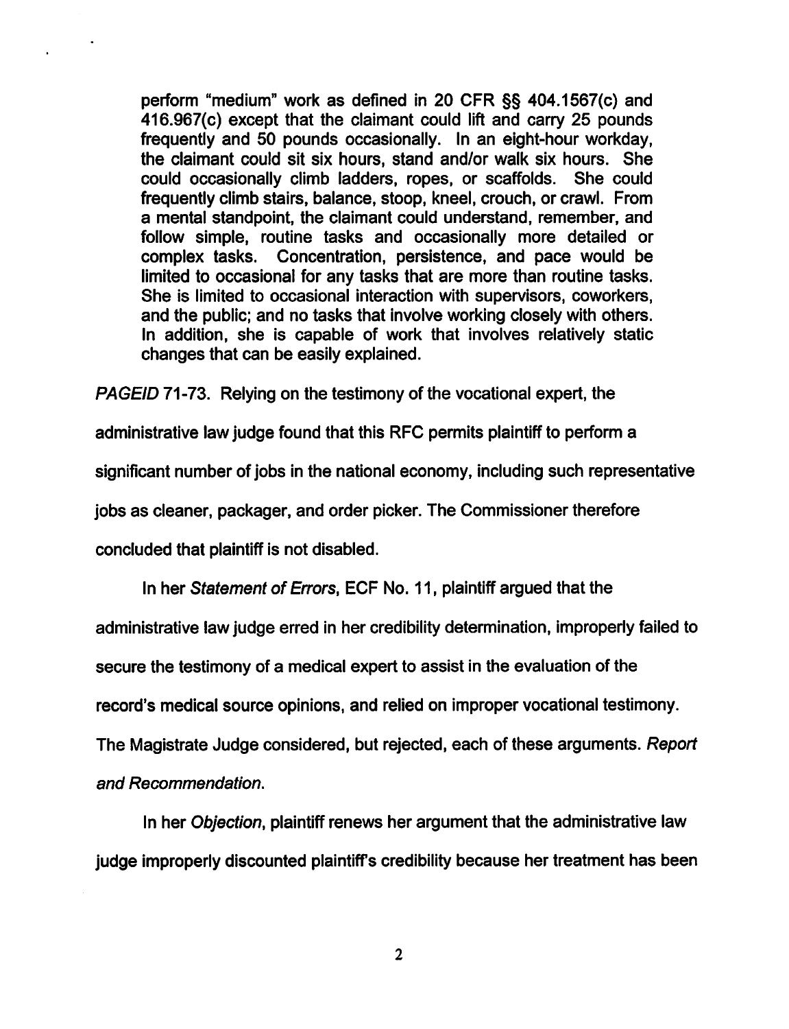> perform "medium" work as defined in 20 CFR §§ 404.1567(c) and 416.967(c) except that the claimant could lift and carry 25 pounds frequently and 50 pounds occasionally. In an eight-hour workday, the claimant could sit six hours, stand and/or walk six hours. She could occasionally climb ladders, ropes, or scaffolds. She could frequently climb stairs, balance, stoop, kneel, crouch, or crawl. From a mental standpoint, the claimant could understand, remember, and follow simple, routine tasks and occasionally more detailed or complex tasks. Concentration, persistence, and pace would be limited to occasional for any tasks that are more than routine tasks. She is limited to occasional interaction with supervisors, coworkers, and the public; and no tasks that involve working closely with others. In addition, she is capable of work that involves relatively static changes that can be easily explained.

*PAGEID* 71-73. Relying on the testimony of the vocational expert, the administrative law judge found that this RFC permits plaintiff to perform a significant number of jobs in the national economy, including such representative jobs as cleaner, packager, and order picker. The Commissioner therefore concluded that plaintiff is not disabled.

In her *Statement of Errors*, ECF No. 11, plaintiff argued that the administrative law judge erred in her credibility determination, improperly failed to secure the testimony of a medical expert to assist in the evaluation of the record's medical source opinions, and relied on improper vocational testimony. The Magistrate Judge considered, but rejected, each of these arguments. *Report and Recommendation*.

In her *Objection*, plaintiff renews her argument that the administrative law judge improperly discounted plaintiff's credibility because her treatment has been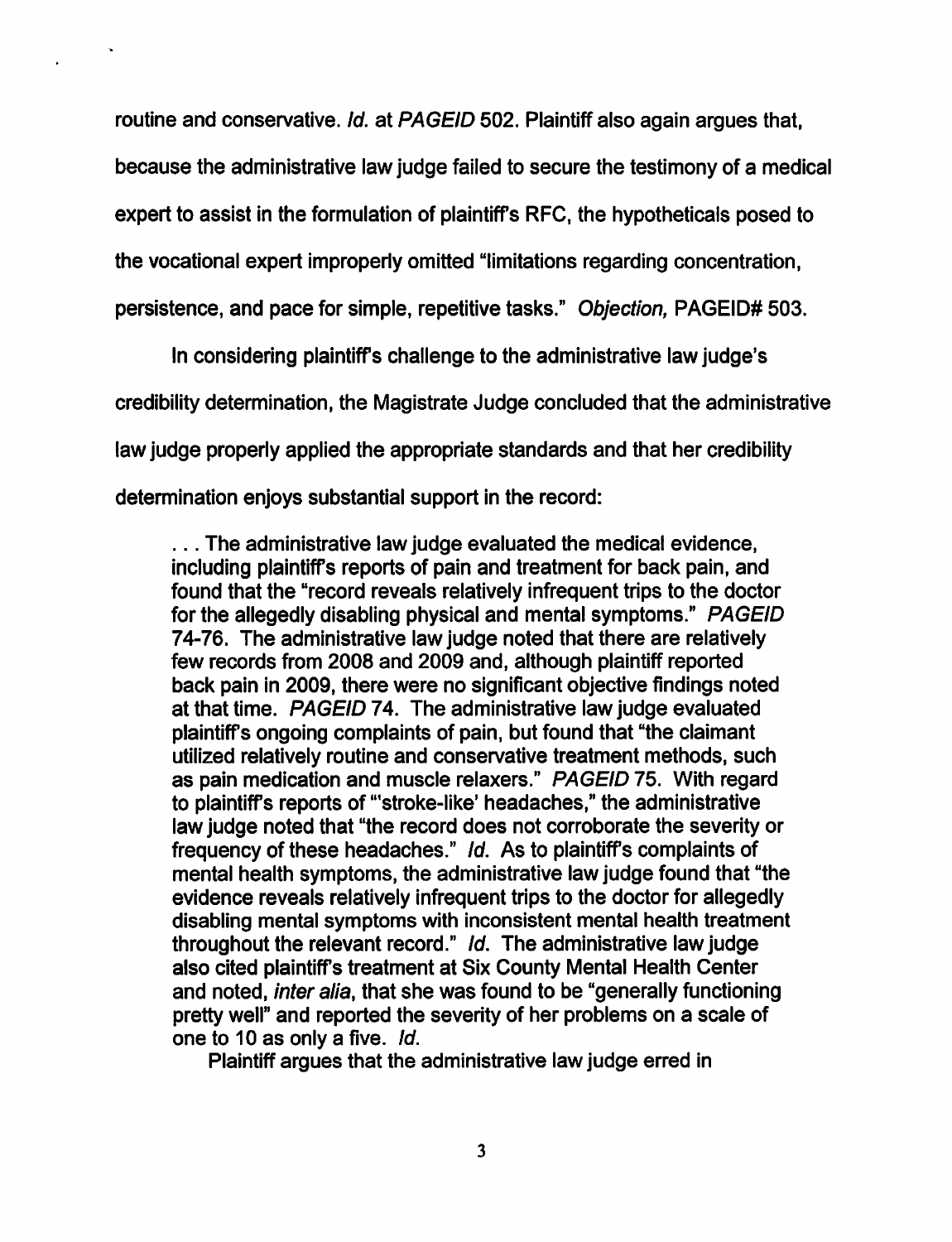routine and conservative. *Id.* at *PAGEID* 502. Plaintiff also again argues that, because the administrative law judge failed to secure the testimony of a medical expert to assist in the formulation of plaintiff's RFC, the hypotheticals posed to the vocational expert improperly omitted "limitations regarding concentration, persistence, and pace for simple, repetitive tasks." *Objection,* PAGEID# 503.

In considering plaintiff's challenge to the administrative law judge's credibility determination, the Magistrate Judge concluded that the administrative law judge properly applied the appropriate standards and that her credibility determination enjoys substantial support in the record:

> . . . The administrative law judge evaluated the medical evidence, including plaintiff's reports of pain and treatment for back pain, and found that the "record reveals relatively infrequent trips to the doctor for the allegedly disabling physical and mental symptoms." *PAGEID* 74-76. The administrative law judge noted that there are relatively few records from 2008 and 2009 and, although plaintiff reported back pain in 2009, there were no significant objective findings noted at that time. *PAGEID* 74. The administrative law judge evaluated plaintiff's ongoing complaints of pain, but found that "the claimant utilized relatively routine and conservative treatment methods, such as pain medication and muscle relaxers." *PAGEID* 75. With regard to plaintiff's reports of "'stroke-like' headaches," the administrative law judge noted that "the record does not corroborate the severity or frequency of these headaches." *Id.* As to plaintiff's complaints of mental health symptoms, the administrative law judge found that "the evidence reveals relatively infrequent trips to the doctor for allegedly disabling mental symptoms with inconsistent mental health treatment throughout the relevant record." *Id.* The administrative law judge also cited plaintiff's treatment at Six County Mental Health Center and noted, *inter alia*, that she was found to be "generally functioning pretty well" and reported the severity of her problems on a scale of one to 10 as only a five. *Id.*
>
> Plaintiff argues that the administrative law judge erred in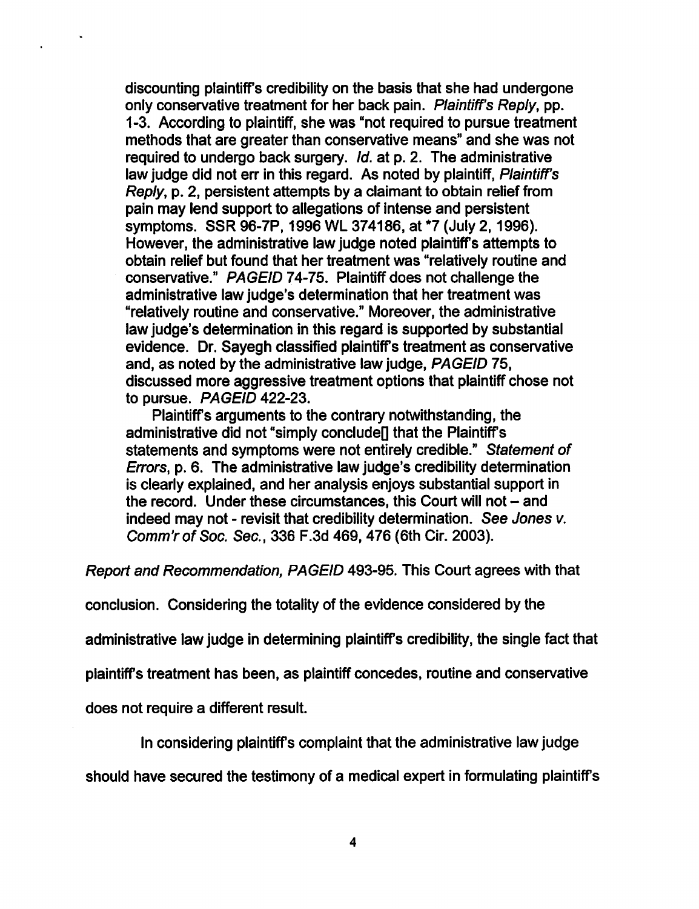> discounting plaintiff's credibility on the basis that she had undergone only conservative treatment for her back pain. *Plaintiff's Reply*, pp. 1-3. According to plaintiff, she was "not required to pursue treatment methods that are greater than conservative means" and she was not required to undergo back surgery. *Id.* at p. 2. The administrative law judge did not err in this regard. As noted by plaintiff, *Plaintiff's Reply*, p. 2, persistent attempts by a claimant to obtain relief from pain may lend support to allegations of intense and persistent symptoms. SSR 96-7P, 1996 WL 374186, at *7 (July 2, 1996). However, the administrative law judge noted plaintiff's attempts to obtain relief but found that her treatment was "relatively routine and conservative." *PAGEID* 74-75. Plaintiff does not challenge the administrative law judge's determination that her treatment was "relatively routine and conservative." Moreover, the administrative law judge's determination in this regard is supported by substantial evidence. Dr. Sayegh classified plaintiff's treatment as conservative and, as noted by the administrative law judge, *PAGEID* 75, discussed more aggressive treatment options that plaintiff chose not to pursue. *PAGEID* 422-23.
>
> Plaintiff's arguments to the contrary notwithstanding, the administrative did not "simply conclude[] that the Plaintiff's statements and symptoms were not entirely credible." *Statement of Errors*, p. 6. The administrative law judge's credibility determination is clearly explained, and her analysis enjoys substantial support in the record. Under these circumstances, this Court will not – and indeed may not - revisit that credibility determination. *See Jones v. Comm'r of Soc. Sec.*, 336 F.3d 469, 476 (6th Cir. 2003).

*Report and Recommendation, PAGEID* 493-95. This Court agrees with that conclusion. Considering the totality of the evidence considered by the administrative law judge in determining plaintiff's credibility, the single fact that plaintiff's treatment has been, as plaintiff concedes, routine and conservative does not require a different result.

In considering plaintiff's complaint that the administrative law judge should have secured the testimony of a medical expert in formulating plaintiff's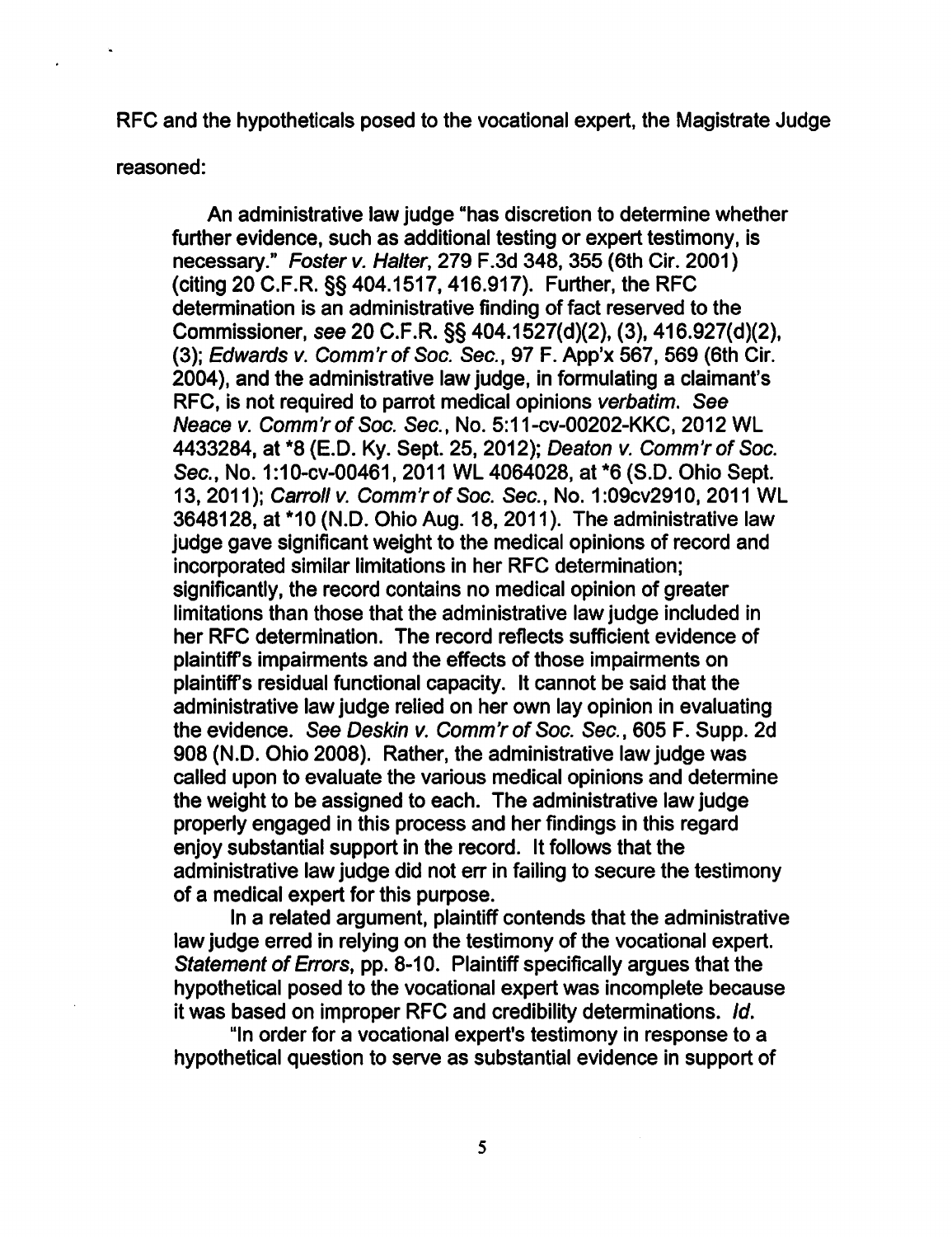RFC and the hypotheticals posed to the vocational expert, the Magistrate Judge reasoned:

> An administrative law judge "has discretion to determine whether further evidence, such as additional testing or expert testimony, is necessary." *Foster v. Halter*, 279 F.3d 348, 355 (6th Cir. 2001) (citing 20 C.F.R. §§ 404.1517, 416.917). Further, the RFC determination is an administrative finding of fact reserved to the Commissioner, *see* 20 C.F.R. §§ 404.1527(d)(2), (3), 416.927(d)(2), (3); *Edwards v. Comm'r of Soc. Sec.*, 97 F. App'x 567, 569 (6th Cir. 2004), and the administrative law judge, in formulating a claimant's RFC, is not required to parrot medical opinions *verbatim*. *See Neace v. Comm'r of Soc. Sec.*, No. 5:11-cv-00202-KKC, 2012 WL 4433284, at \*8 (E.D. Ky. Sept. 25, 2012); *Deaton v. Comm'r of Soc. Sec.*, No. 1:10-cv-00461, 2011 WL 4064028, at \*6 (S.D. Ohio Sept. 13, 2011); *Carroll v. Comm'r of Soc. Sec.*, No. 1:09cv2910, 2011 WL 3648128, at \*10 (N.D. Ohio Aug. 18, 2011). The administrative law judge gave significant weight to the medical opinions of record and incorporated similar limitations in her RFC determination; significantly, the record contains no medical opinion of greater limitations than those that the administrative law judge included in her RFC determination. The record reflects sufficient evidence of plaintiff's impairments and the effects of those impairments on plaintiff's residual functional capacity. It cannot be said that the administrative law judge relied on her own lay opinion in evaluating the evidence. *See Deskin v. Comm'r of Soc. Sec.*, 605 F. Supp. 2d 908 (N.D. Ohio 2008). Rather, the administrative law judge was called upon to evaluate the various medical opinions and determine the weight to be assigned to each. The administrative law judge properly engaged in this process and her findings in this regard enjoy substantial support in the record. It follows that the administrative law judge did not err in failing to secure the testimony of a medical expert for this purpose.
>
> In a related argument, plaintiff contends that the administrative law judge erred in relying on the testimony of the vocational expert. *Statement of Errors*, pp. 8-10. Plaintiff specifically argues that the hypothetical posed to the vocational expert was incomplete because it was based on improper RFC and credibility determinations. *Id.*
>
> "In order for a vocational expert's testimony in response to a hypothetical question to serve as substantial evidence in support of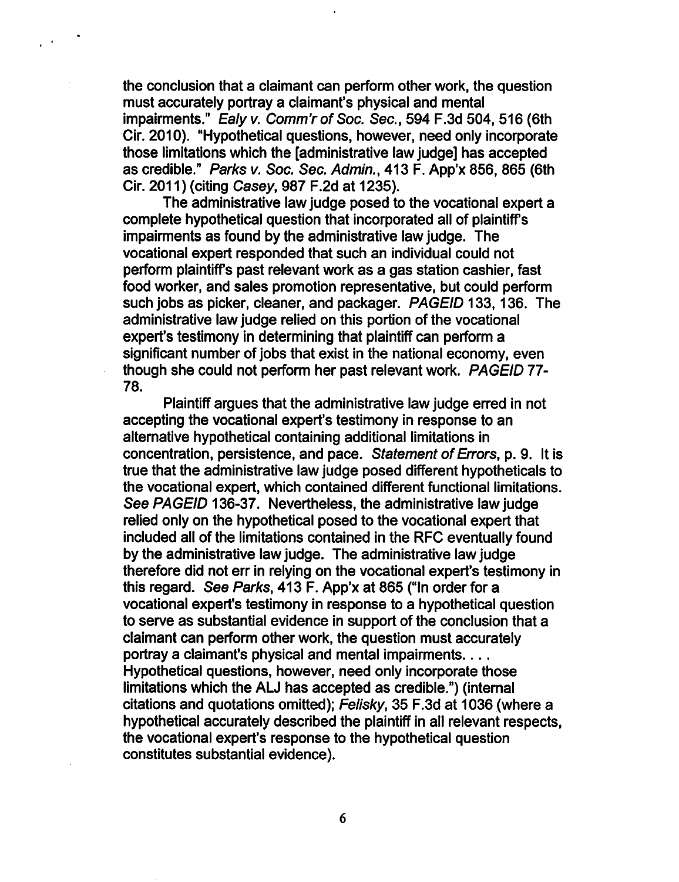the conclusion that a claimant can perform other work, the question must accurately portray a claimant's physical and mental impairments." *Ealy v. Comm'r of Soc. Sec.*, 594 F.3d 504, 516 (6th Cir. 2010). "Hypothetical questions, however, need only incorporate those limitations which the [administrative law judge] has accepted as credible." *Parks v. Soc. Sec. Admin.*, 413 F. App'x 856, 865 (6th Cir. 2011) (citing *Casey*, 987 F.2d at 1235).

The administrative law judge posed to the vocational expert a complete hypothetical question that incorporated all of plaintiff's impairments as found by the administrative law judge. The vocational expert responded that such an individual could not perform plaintiff's past relevant work as a gas station cashier, fast food worker, and sales promotion representative, but could perform such jobs as picker, cleaner, and packager. *PAGEID* 133, 136. The administrative law judge relied on this portion of the vocational expert's testimony in determining that plaintiff can perform a significant number of jobs that exist in the national economy, even though she could not perform her past relevant work. *PAGEID* 77-78.

Plaintiff argues that the administrative law judge erred in not accepting the vocational expert's testimony in response to an alternative hypothetical containing additional limitations in concentration, persistence, and pace. *Statement of Errors*, p. 9. It is true that the administrative law judge posed different hypotheticals to the vocational expert, which contained different functional limitations. *See PAGEID* 136-37. Nevertheless, the administrative law judge relied only on the hypothetical posed to the vocational expert that included all of the limitations contained in the RFC eventually found by the administrative law judge. The administrative law judge therefore did not err in relying on the vocational expert's testimony in this regard. *See Parks*, 413 F. App'x at 865 ("In order for a vocational expert's testimony in response to a hypothetical question to serve as substantial evidence in support of the conclusion that a claimant can perform other work, the question must accurately portray a claimant's physical and mental impairments. . . . Hypothetical questions, however, need only incorporate those limitations which the ALJ has accepted as credible.") (internal citations and quotations omitted); *Felisky*, 35 F.3d at 1036 (where a hypothetical accurately described the plaintiff in all relevant respects, the vocational expert's response to the hypothetical question constitutes substantial evidence).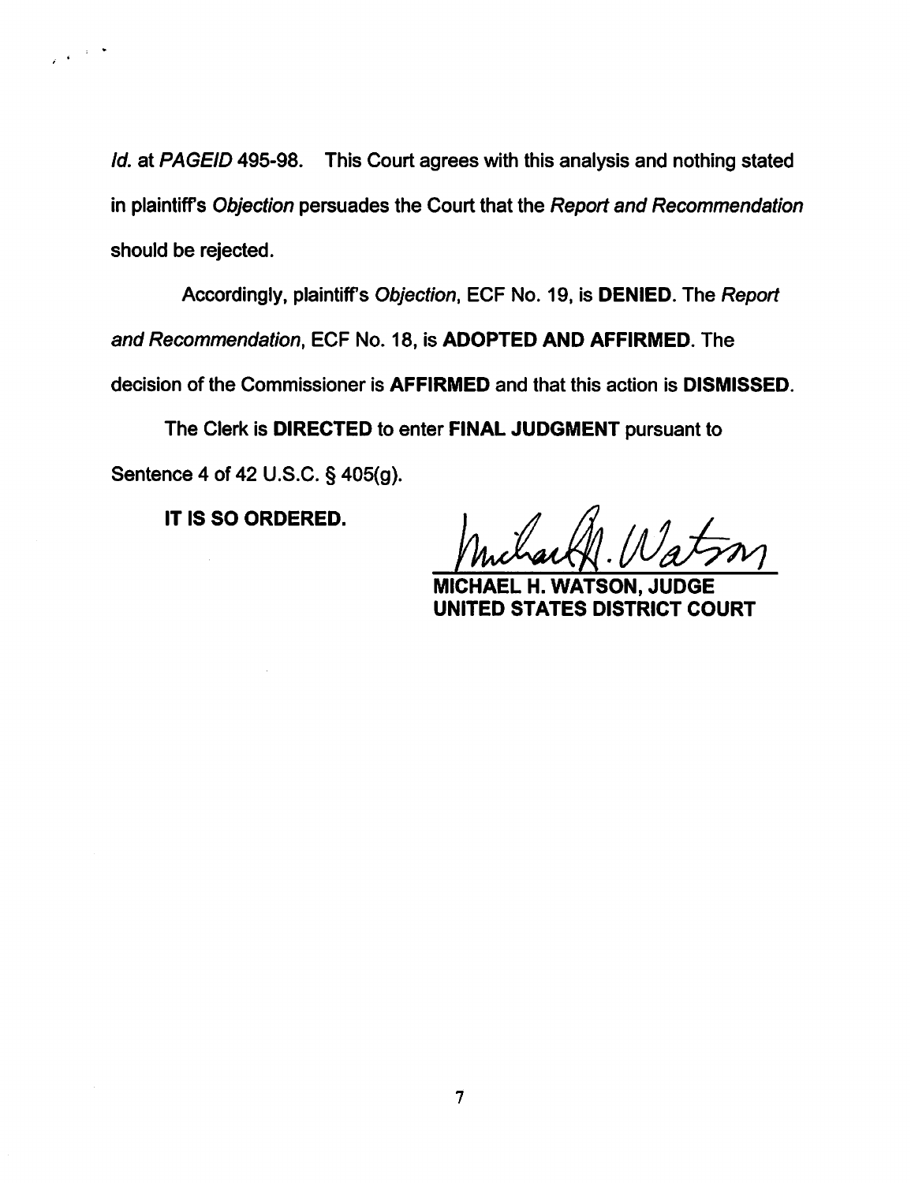*Id.* at *PAGEID* 495-98. This Court agrees with this analysis and nothing stated in plaintiff's *Objection* persuades the Court that the *Report and Recommendation* should be rejected.

Accordingly, plaintiff's *Objection*, ECF No. 19, is **DENIED**. The *Report and Recommendation*, ECF No. 18, is **ADOPTED AND AFFIRMED**. The decision of the Commissioner is **AFFIRMED** and that this action is **DISMISSED**.

The Clerk is **DIRECTED** to enter **FINAL JUDGMENT** pursuant to Sentence 4 of 42 U.S.C. § 405(g).

**IT IS SO ORDERED.**

**MICHAEL H. WATSON, JUDGE**
**UNITED STATES DISTRICT COURT**